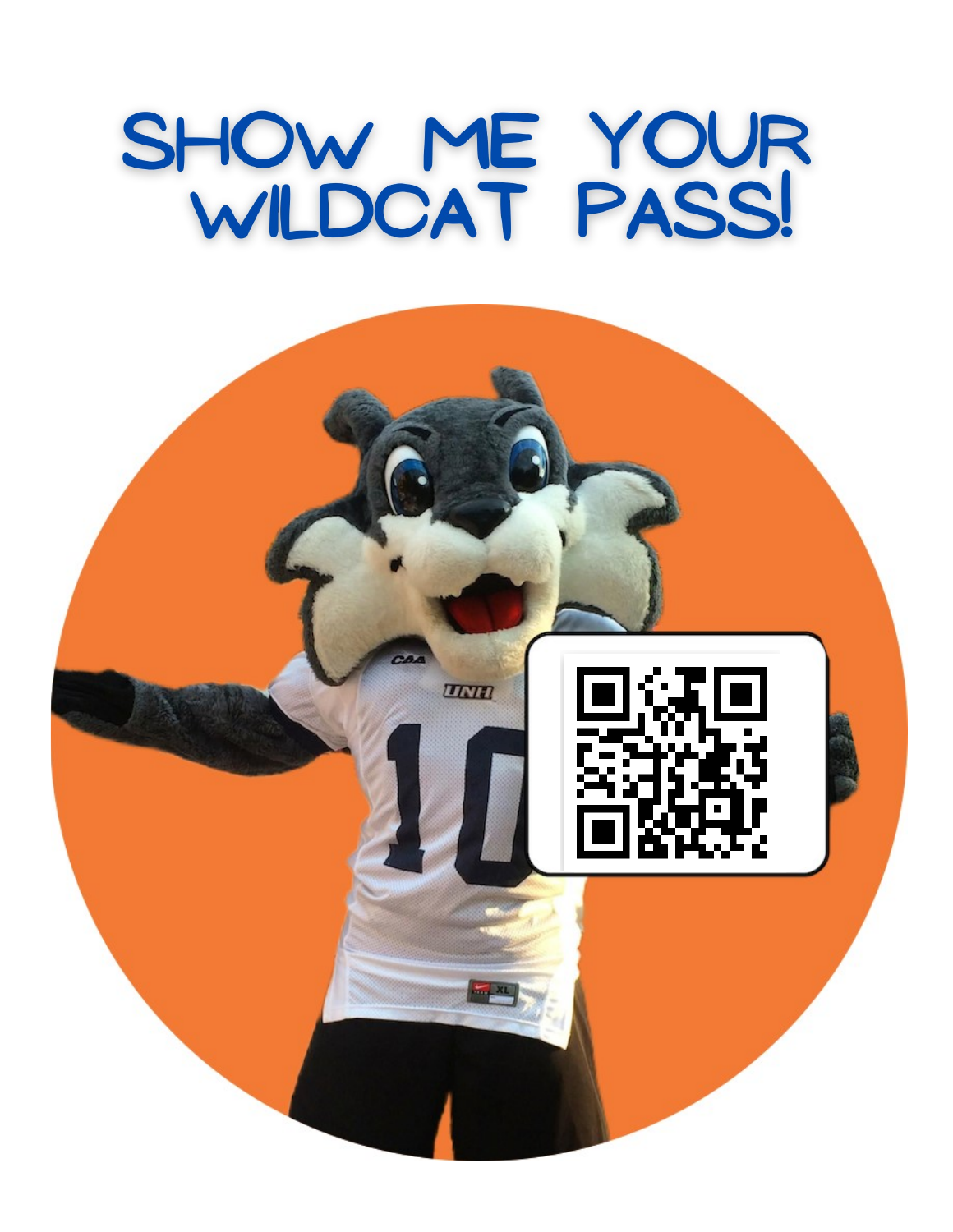# SHOW ME YOUR WILDCAT PASS!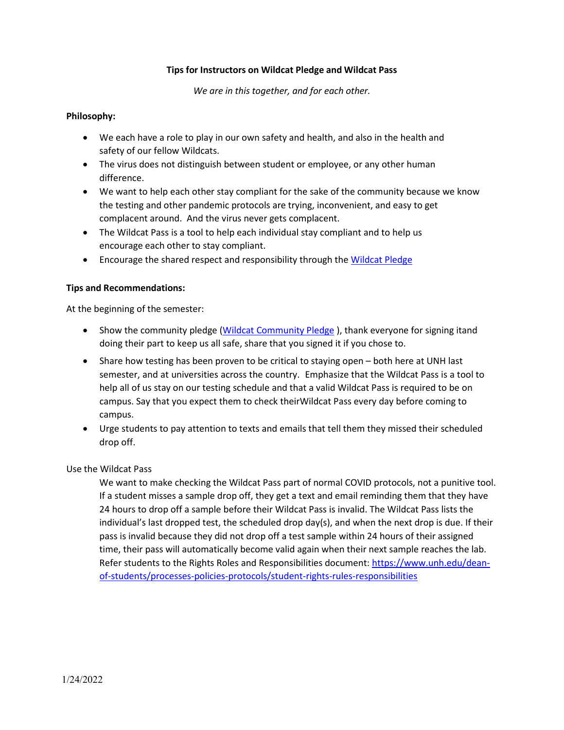**Tips for Instructors on Wildcat Pledge and Wildcat Pass**

*We are in this together, and for each other.*

**Philosophy:**

- We each have a role to play in our own safety and health, and also in the health and safety of our fellow Wildcats.
- The virus does not distinguish between student or employee, or any other human difference.
- We want to help each other stay compliant for the sake of the community because we know the testing and other pandemic protocols are trying, inconvenient, and easy to get complacent around. And the virus never gets complacent.
- The Wildcat Pass is a tool to help each individual stay compliant and to help us encourage each other to stay compliant.
- Encourage the shared respect and responsibility through the [Wildcat Pledge]

**Tips and Recommendations:**

At the beginning of the semester:

- Show the community pledge ([Wildcat Community Pledge] ), thank everyone for signing itand doing their part to keep us all safe, share that you signed it if you chose to.
- Share how testing has been proven to be critical to staying open – both here at UNH last semester, and at universities across the country. Emphasize that the Wildcat Pass is a tool to help all of us stay on our testing schedule and that a valid Wildcat Pass is required to be on campus. Say that you expect them to check theirWildcat Pass every day before coming to campus.
- Urge students to pay attention to texts and emails that tell them they missed their scheduled drop off.

Use the Wildcat Pass

We want to make checking the Wildcat Pass part of normal COVID protocols, not a punitive tool. If a student misses a sample drop off, they get a text and email reminding them that they have 24 hours to drop off a sample before their Wildcat Pass is invalid. The Wildcat Pass lists the individual's last dropped test, the scheduled drop day(s), and when the next drop is due. If their pass is invalid because they did not drop off a test sample within 24 hours of their assigned time, their pass will automatically become valid again when their next sample reaches the lab. Refer students to the Rights Roles and Responsibilities document: https://www.unh.edu/dean-of-students/processes-policies-protocols/student-rights-rules-responsibilities

1/24/2022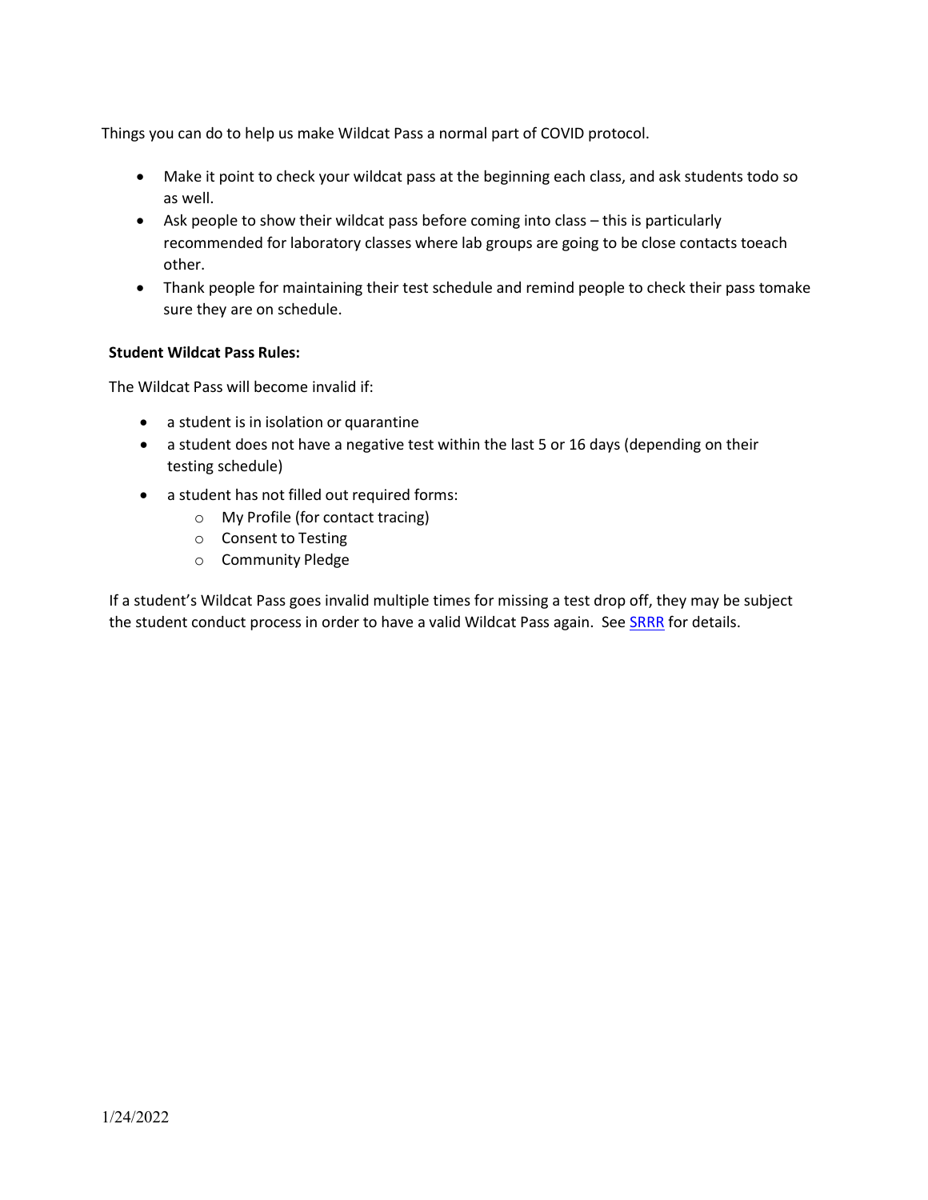Things you can do to help us make Wildcat Pass a normal part of COVID protocol.

- Make it point to check your wildcat pass at the beginning each class, and ask students todo so as well.
- Ask people to show their wildcat pass before coming into class – this is particularly recommended for laboratory classes where lab groups are going to be close contacts toeach other.
- Thank people for maintaining their test schedule and remind people to check their pass tomake sure they are on schedule.

**Student Wildcat Pass Rules:**

The Wildcat Pass will become invalid if:

- a student is in isolation or quarantine
- a student does not have a negative test within the last 5 or 16 days (depending on their testing schedule)
- a student has not filled out required forms:
  - My Profile (for contact tracing)
  - Consent to Testing
  - Community Pledge

If a student's Wildcat Pass goes invalid multiple times for missing a test drop off, they may be subject the student conduct process in order to have a valid Wildcat Pass again. See SRRR for details.

1/24/2022